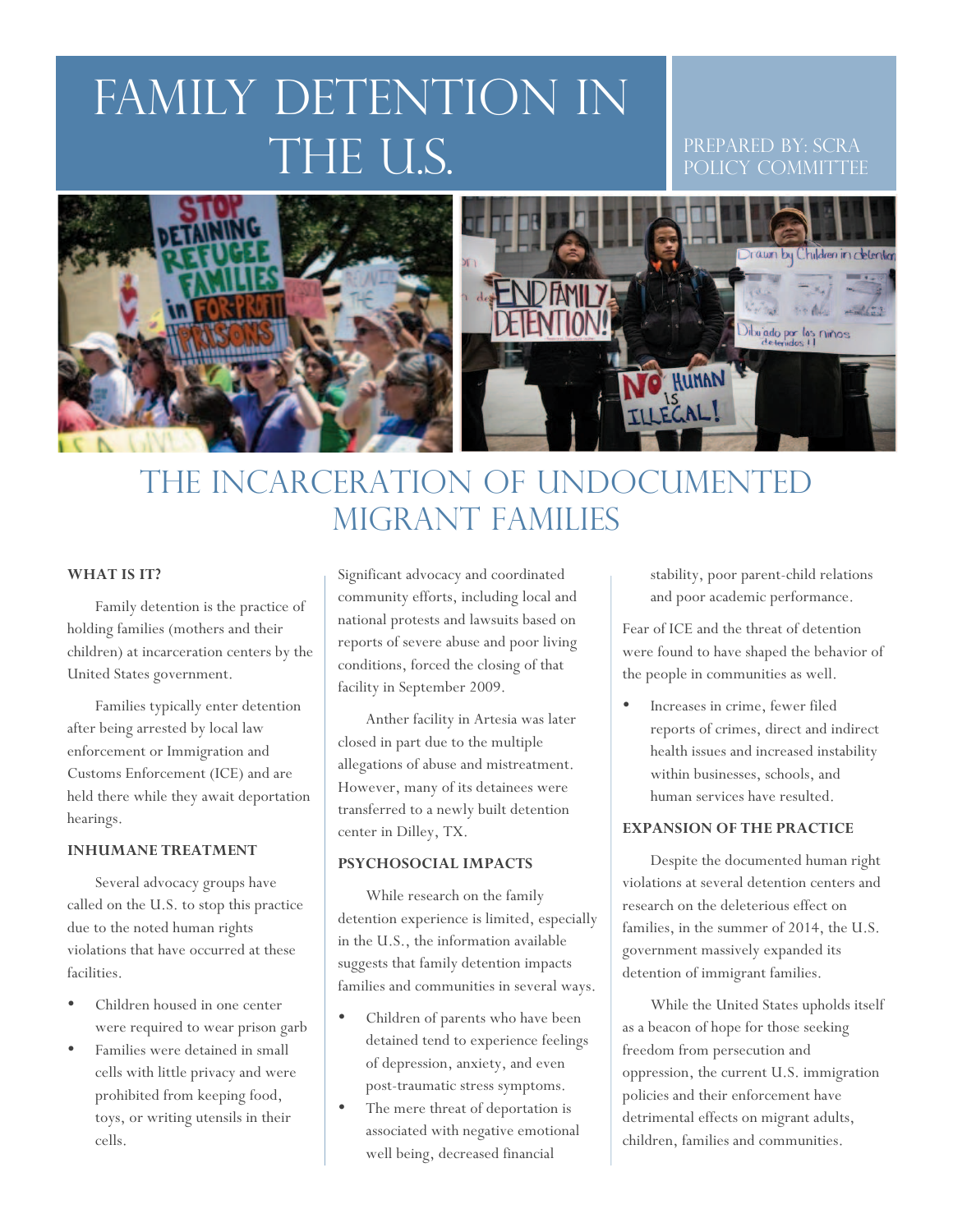# Family Detention in the U.S.

Prepared by: SCRA Policy Committee

## The Incarceration of Undocumented Migrant Families

### WHAT IS IT?

Family detention is the practice of holding families (mothers and their children) at incarceration centers by the United States government.

Families typically enter detention after being arrested by local law enforcement or Immigration and Customs Enforcement (ICE) and are held there while they await deportation hearings.

### INHUMANE TREATMENT

Several advocacy groups have called on the U.S. to stop this practice due to the noted human rights violations that have occurred at these facilities.

- Children housed in one center were required to wear prison garb
- Families were detained in small cells with little privacy and were prohibited from keeping food, toys, or writing utensils in their cells.

Significant advocacy and coordinated community efforts, including local and national protests and lawsuits based on reports of severe abuse and poor living conditions, forced the closing of that facility in September 2009.

Anther facility in Artesia was later closed in part due to the multiple allegations of abuse and mistreatment. However, many of its detainees were transferred to a newly built detention center in Dilley, TX.

### PSYCHOSOCIAL IMPACTS

While research on the family detention experience is limited, especially in the U.S., the information available suggests that family detention impacts families and communities in several ways.

- Children of parents who have been detained tend to experience feelings of depression, anxiety, and even post-traumatic stress symptoms.
- The mere threat of deportation is associated with negative emotional well being, decreased financial stability, poor parent-child relations and poor academic performance.

Fear of ICE and the threat of detention were found to have shaped the behavior of the people in communities as well.

- Increases in crime, fewer filed reports of crimes, direct and indirect health issues and increased instability within businesses, schools, and human services have resulted.

### EXPANSION OF THE PRACTICE

Despite the documented human right violations at several detention centers and research on the deleterious effect on families, in the summer of 2014, the U.S. government massively expanded its detention of immigrant families.

While the United States upholds itself as a beacon of hope for those seeking freedom from persecution and oppression, the current U.S. immigration policies and their enforcement have detrimental effects on migrant adults, children, families and communities.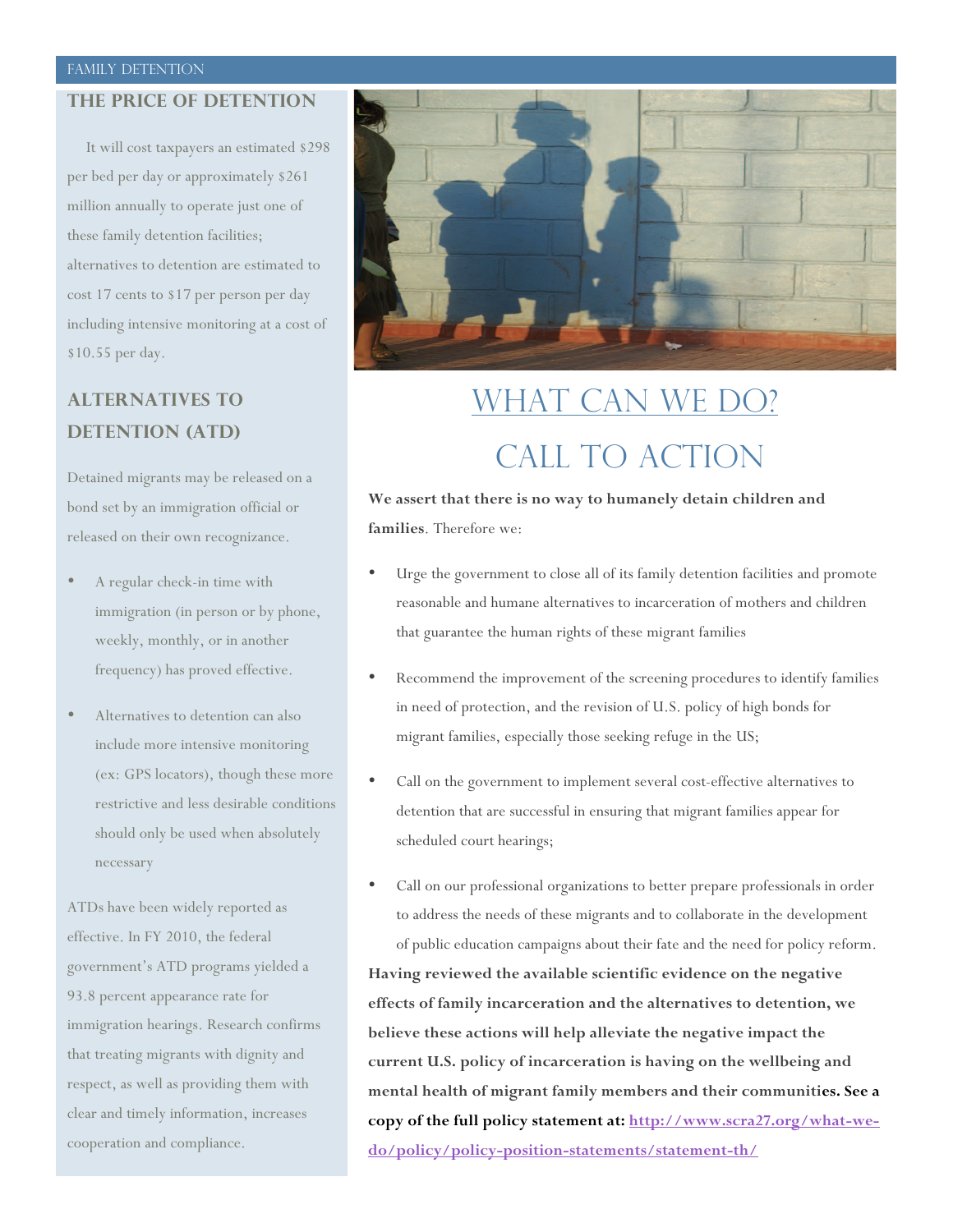FAMILY DETENTION

## THE PRICE OF DETENTION

It will cost taxpayers an estimated $298 per bed per day or approximately $261 million annually to operate just one of these family detention facilities; alternatives to detention are estimated to cost 17 cents to $17 per person per day including intensive monitoring at a cost of $10.55 per day.

## ALTERNATIVES TO DETENTION (ATD)

Detained migrants may be released on a bond set by an immigration official or released on their own recognizance.

- A regular check-in time with immigration (in person or by phone, weekly, monthly, or in another frequency) has proved effective.
- Alternatives to detention can also include more intensive monitoring (ex: GPS locators), though these more restrictive and less desirable conditions should only be used when absolutely necessary

ATDs have been widely reported as effective. In FY 2010, the federal government's ATD programs yielded a 93.8 percent appearance rate for immigration hearings. Research confirms that treating migrants with dignity and respect, as well as providing them with clear and timely information, increases cooperation and compliance.

# WHAT CAN WE DO?

# CALL TO ACTION

**We assert that there is no way to humanely detain children and families**. Therefore we:

- Urge the government to close all of its family detention facilities and promote reasonable and humane alternatives to incarceration of mothers and children that guarantee the human rights of these migrant families
- Recommend the improvement of the screening procedures to identify families in need of protection, and the revision of U.S. policy of high bonds for migrant families, especially those seeking refuge in the US;
- Call on the government to implement several cost-effective alternatives to detention that are successful in ensuring that migrant families appear for scheduled court hearings;
- Call on our professional organizations to better prepare professionals in order to address the needs of these migrants and to collaborate in the development of public education campaigns about their fate and the need for policy reform.

**Having reviewed the available scientific evidence on the negative effects of family incarceration and the alternatives to detention, we believe these actions will help alleviate the negative impact the current U.S. policy of incarceration is having on the wellbeing and mental health of migrant family members and their communities. See a copy of the full policy statement at: [http://www.scra27.org/what-we-do/policy/policy-position-statements/statement-th/](http://www.scra27.org/what-we-do/policy/policy-position-statements/statement-th/)**